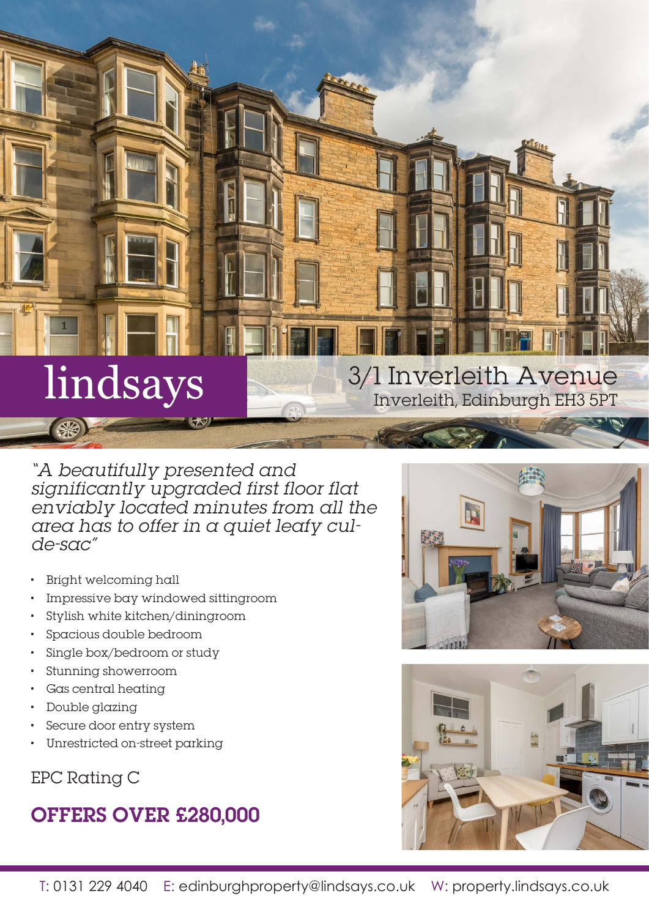lindsays

# 3/1 Inverleith Avenue

Inverleith, Edinburgh EH3 5PT

*"A beautifully presented and significantly upgraded first floor flat enviably located minutes from all the area has to offer in a quiet leafy cul-de-sac"*

- Bright welcoming hall
- Impressive bay windowed sittingroom
- Stylish white kitchen/diningroom
- Spacious double bedroom
- Single box/bedroom or study
- Stunning showerroom
- Gas central heating
- Double glazing
- Secure door entry system
- Unrestricted on-street parking

EPC Rating C

## OFFERS OVER £280,000

T: 0131 229 4040 E: edinburghproperty@lindsays.co.uk W: property.lindsays.co.uk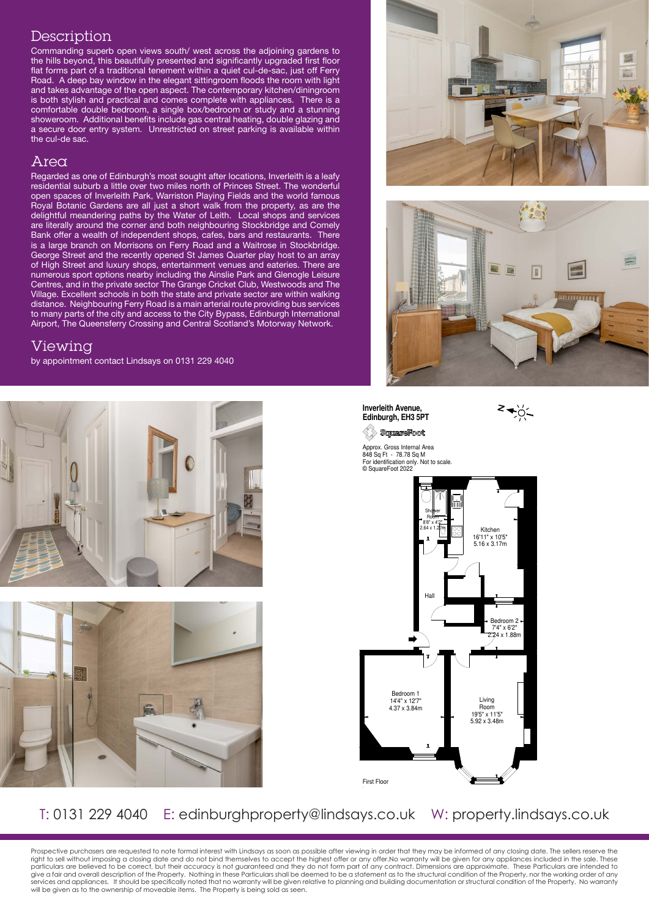## Description

Commanding superb open views south/ west across the adjoining gardens to the hills beyond, this beautifully presented and significantly upgraded first floor flat forms part of a traditional tenement within a quiet cul-de-sac, just off Ferry Road. A deep bay window in the elegant sittingroom floods the room with light and takes advantage of the open aspect. The contemporary kitchen/diningroom is both stylish and practical and comes complete with appliances. There is a comfortable double bedroom, a single box/bedroom or study and a stunning showeroom. Additional benefits include gas central heating, double glazing and a secure door entry system. Unrestricted on street parking is available within the cul-de sac.

## Area

Regarded as one of Edinburgh's most sought after locations, Inverleith is a leafy residential suburb a little over two miles north of Princes Street. The wonderful open spaces of Inverleith Park, Warriston Playing Fields and the world famous Royal Botanic Gardens are all just a short walk from the property, as are the delightful meandering paths by the Water of Leith. Local shops and services are literally around the corner and both neighbouring Stockbridge and Comely Bank offer a wealth of independent shops, cafes, bars and restaurants. There is a large branch on Morrisons on Ferry Road and a Waitrose in Stockbridge. George Street and the recently opened St James Quarter play host to an array of High Street and luxury shops, entertainment venues and eateries. There are numerous sport options nearby including the Ainslie Park and Glenogle Leisure Centres, and in the private sector The Grange Cricket Club, Westwoods and The Village. Excellent schools in both the state and private sector are within walking distance. Neighbouring Ferry Road is a main arterial route providing bus services to many parts of the city and access to the City Bypass, Edinburgh International Airport, The Queensferry Crossing and Central Scotland's Motorway Network.

## Viewing

by appointment contact Lindsays on 0131 229 4040

**Inverleith Avenue,**
**Edinburgh, EH3 5PT**

SquareFoot

Approx. Gross Internal Area
848 Sq Ft - 78.78 Sq M
For identification only. Not to scale.
© SquareFoot 2022

Shower Room
8'8" x 4'2"
2.64 x 1.27m

Kitchen
16'11" x 10'5"
5.16 x 3.17m

Hall

Bedroom 2
7'4" x 6'2"
2.24 x 1.88m

Bedroom 1
14'4" x 12'7"
4.37 x 3.84m

Living Room
19'5" x 11'5"
5.92 x 3.48m

First Floor

T: 0131 229 4040 E: edinburghproperty@lindsays.co.uk W: property.lindsays.co.uk

Prospective purchasers are requested to note formal interest with Lindsays as soon as possible after viewing in order that they may be informed of any closing date. The sellers reserve the right to sell without imposing a closing date and do not bind themselves to accept the highest offer or any offer.No warranty will be given for any appliances included in the sale. These particulars are believed to be correct, but their accuracy is not guaranteed and they do not form part of any contract. Dimensions are approximate. These Particulars are intended to give a fair and overall description of the Property. Nothing in these Particulars shall be deemed to be a statement as to the structural condition of the Property, nor the working order of any services and appliances. It should be specifically noted that no warranty will be given relative to planning and building documentation or structural condition of the Property. No warranty will be given as to the ownership of moveable items. The Property is being sold as seen.